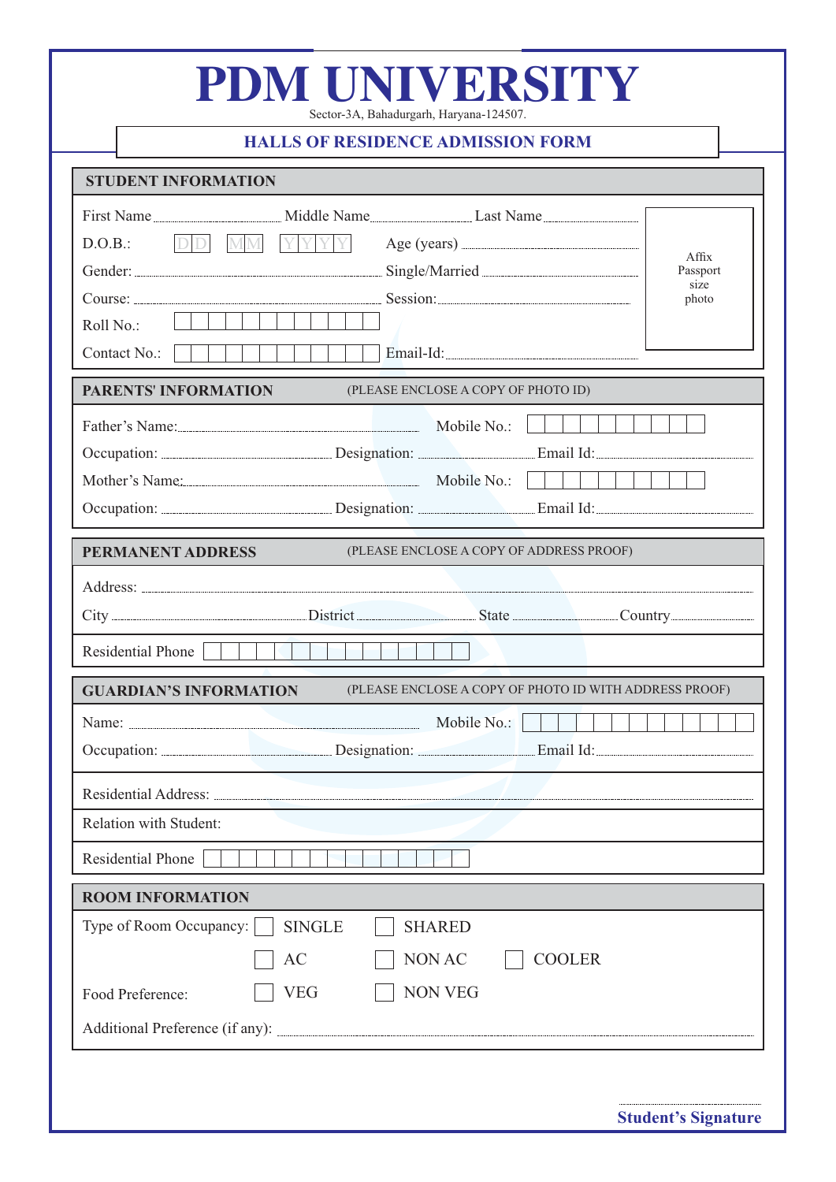# PDM UNIVERSITY

Sector-3A, Bahadurgarh, Haryana-124507.

## HALLS OF RESIDENCE ADMISSION FORM

### STUDENT INFORMATION

First Name ________ Middle Name ________ Last Name ________

D.O.B.: D D M M Y Y Y Y Age (years) ________

Gender: ________ Single/Married ________

Course: ________ Session: ________

Roll No.: ☐☐☐☐☐☐☐☐☐☐☐☐

Contact No.: ☐☐☐☐☐☐☐☐☐☐☐☐ Email-Id: ________

Affix Passport size photo

### PARENTS' INFORMATION (PLEASE ENCLOSE A COPY OF PHOTO ID)

Father's Name: ________ Mobile No.: ☐☐☐☐☐☐☐☐☐☐

Occupation: ________ Designation: ________ Email Id: ________

Mother's Name: ________ Mobile No.: ☐☐☐☐☐☐☐☐☐☐

Occupation: ________ Designation: ________ Email Id: ________

### PERMANENT ADDRESS (PLEASE ENCLOSE A COPY OF ADDRESS PROOF)

Address: ________

City ________ District ________ State ________ Country ________

Residential Phone ☐☐☐☐☐☐☐☐☐☐☐☐☐☐☐

### GUARDIAN'S INFORMATION (PLEASE ENCLOSE A COPY OF PHOTO ID WITH ADDRESS PROOF)

Name: ________ Mobile No.: ☐☐☐☐☐☐☐☐☐☐☐☐☐

Occupation: ________ Designation: ________ Email Id: ________

Residential Address: ________

Relation with Student:

Residential Phone ☐☐☐☐☐☐☐☐☐☐☐☐☐☐☐

### ROOM INFORMATION

Type of Room Occupancy: ☐ SINGLE ☐ SHARED

☐ AC ☐ NON AC ☐ COOLER

Food Preference: ☐ VEG ☐ NON VEG

Additional Preference (if any): ________

________

**Student's Signature**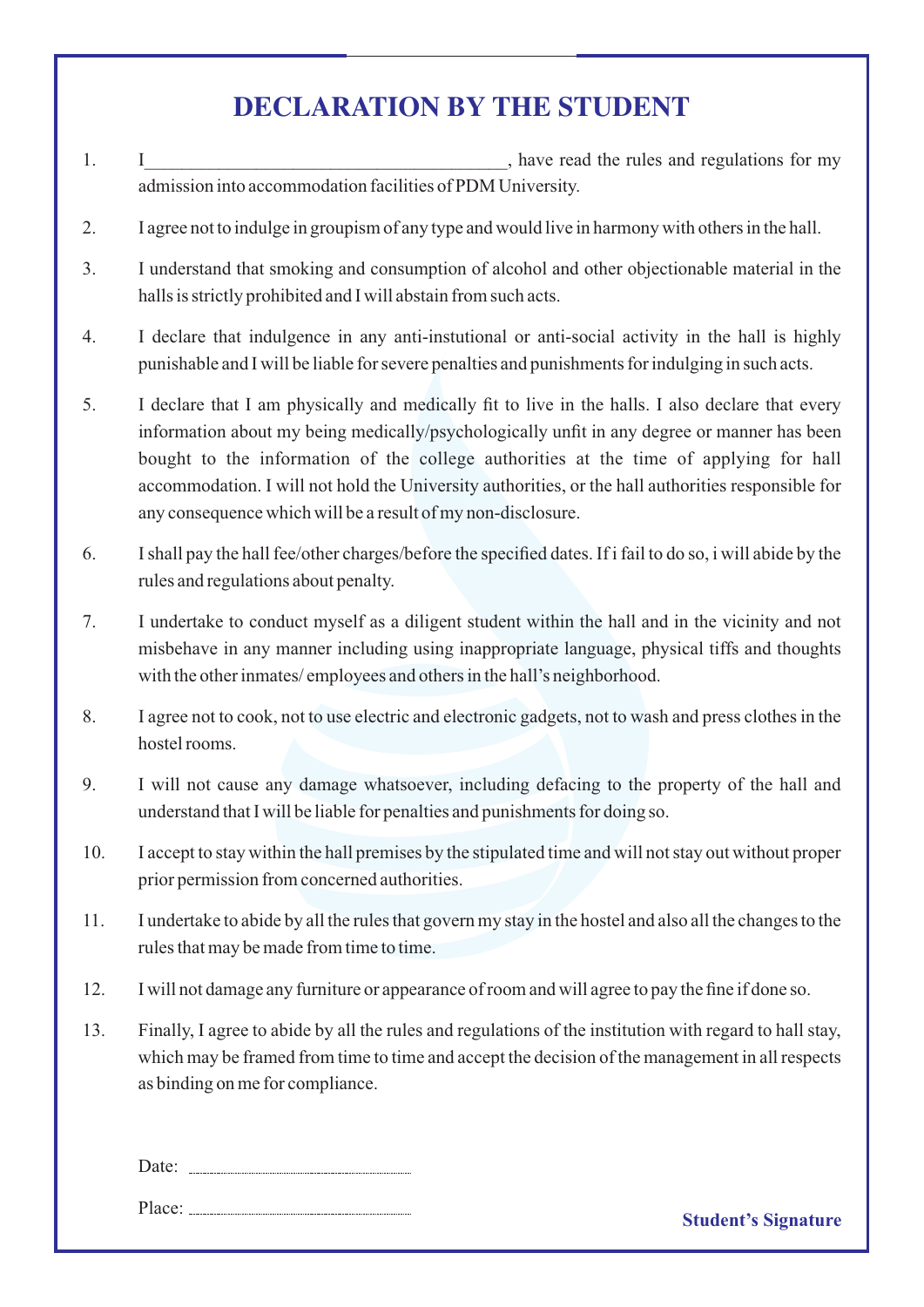# DECLARATION BY THE STUDENT

1. I______________________________________, have read the rules and regulations for my admission into accommodation facilities of PDM University.

2. I agree not to indulge in groupism of any type and would live in harmony with others in the hall.

3. I understand that smoking and consumption of alcohol and other objectionable material in the halls is strictly prohibited and I will abstain from such acts.

4. I declare that indulgence in any anti-instutional or anti-social activity in the hall is highly punishable and I will be liable for severe penalties and punishments for indulging in such acts.

5. I declare that I am physically and medically fit to live in the halls. I also declare that every information about my being medically/psychologically unfit in any degree or manner has been bought to the information of the college authorities at the time of applying for hall accommodation. I will not hold the University authorities, or the hall authorities responsible for any consequence which will be a result of my non-disclosure.

6. I shall pay the hall fee/other charges/before the specified dates. If i fail to do so, i will abide by the rules and regulations about penalty.

7. I undertake to conduct myself as a diligent student within the hall and in the vicinity and not misbehave in any manner including using inappropriate language, physical tiffs and thoughts with the other inmates/ employees and others in the hall's neighborhood.

8. I agree not to cook, not to use electric and electronic gadgets, not to wash and press clothes in the hostel rooms.

9. I will not cause any damage whatsoever, including defacing to the property of the hall and understand that I will be liable for penalties and punishments for doing so.

10. I accept to stay within the hall premises by the stipulated time and will not stay out without proper prior permission from concerned authorities.

11. I undertake to abide by all the rules that govern my stay in the hostel and also all the changes to the rules that may be made from time to time.

12. I will not damage any furniture or appearance of room and will agree to pay the fine if done so.

13. Finally, I agree to abide by all the rules and regulations of the institution with regard to hall stay, which may be framed from time to time and accept the decision of the management in all respects as binding on me for compliance.

Date: ..............................................

Place: ..............................................

**Student's Signature**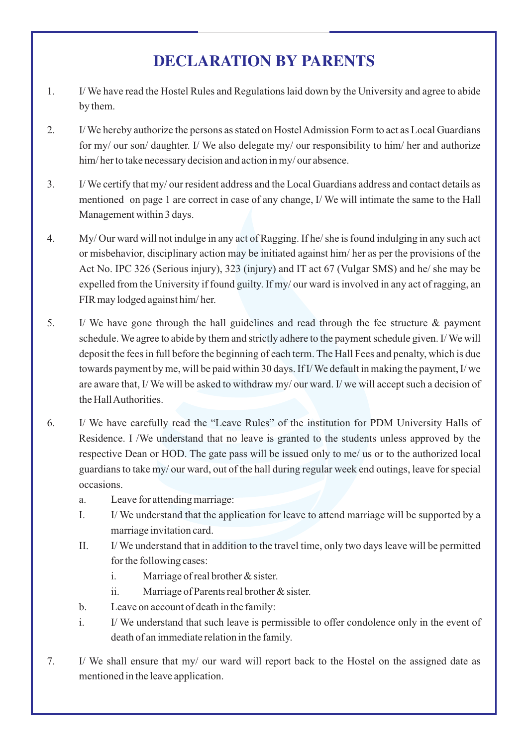# DECLARATION BY PARENTS

1. I/ We have read the Hostel Rules and Regulations laid down by the University and agree to abide by them.

2. I/ We hereby authorize the persons as stated on Hostel Admission Form to act as Local Guardians for my/ our son/ daughter. I/ We also delegate my/ our responsibility to him/ her and authorize him/ her to take necessary decision and action in my/ our absence.

3. I/ We certify that my/ our resident address and the Local Guardians address and contact details as mentioned on page 1 are correct in case of any change, I/ We will intimate the same to the Hall Management within 3 days.

4. My/ Our ward will not indulge in any act of Ragging. If he/ she is found indulging in any such act or misbehavior, disciplinary action may be initiated against him/ her as per the provisions of the Act No. IPC 326 (Serious injury), 323 (injury) and IT act 67 (Vulgar SMS) and he/ she may be expelled from the University if found guilty. If my/ our ward is involved in any act of ragging, an FIR may lodged against him/ her.

5. I/ We have gone through the hall guidelines and read through the fee structure & payment schedule. We agree to abide by them and strictly adhere to the payment schedule given. I/ We will deposit the fees in full before the beginning of each term. The Hall Fees and penalty, which is due towards payment by me, will be paid within 30 days. If I/ We default in making the payment, I/ we are aware that, I/ We will be asked to withdraw my/ our ward. I/ we will accept such a decision of the Hall Authorities.

6. I/ We have carefully read the "Leave Rules" of the institution for PDM University Halls of Residence. I /We understand that no leave is granted to the students unless approved by the respective Dean or HOD. The gate pass will be issued only to me/ us or to the authorized local guardians to take my/ our ward, out of the hall during regular week end outings, leave for special occasions.

   a. Leave for attending marriage:

   I. I/ We understand that the application for leave to attend marriage will be supported by a marriage invitation card.

   II. I/ We understand that in addition to the travel time, only two days leave will be permitted for the following cases:

      i. Marriage of real brother & sister.

      ii. Marriage of Parents real brother & sister.

   b. Leave on account of death in the family:

   i. I/ We understand that such leave is permissible to offer condolence only in the event of death of an immediate relation in the family.

7. I/ We shall ensure that my/ our ward will report back to the Hostel on the assigned date as mentioned in the leave application.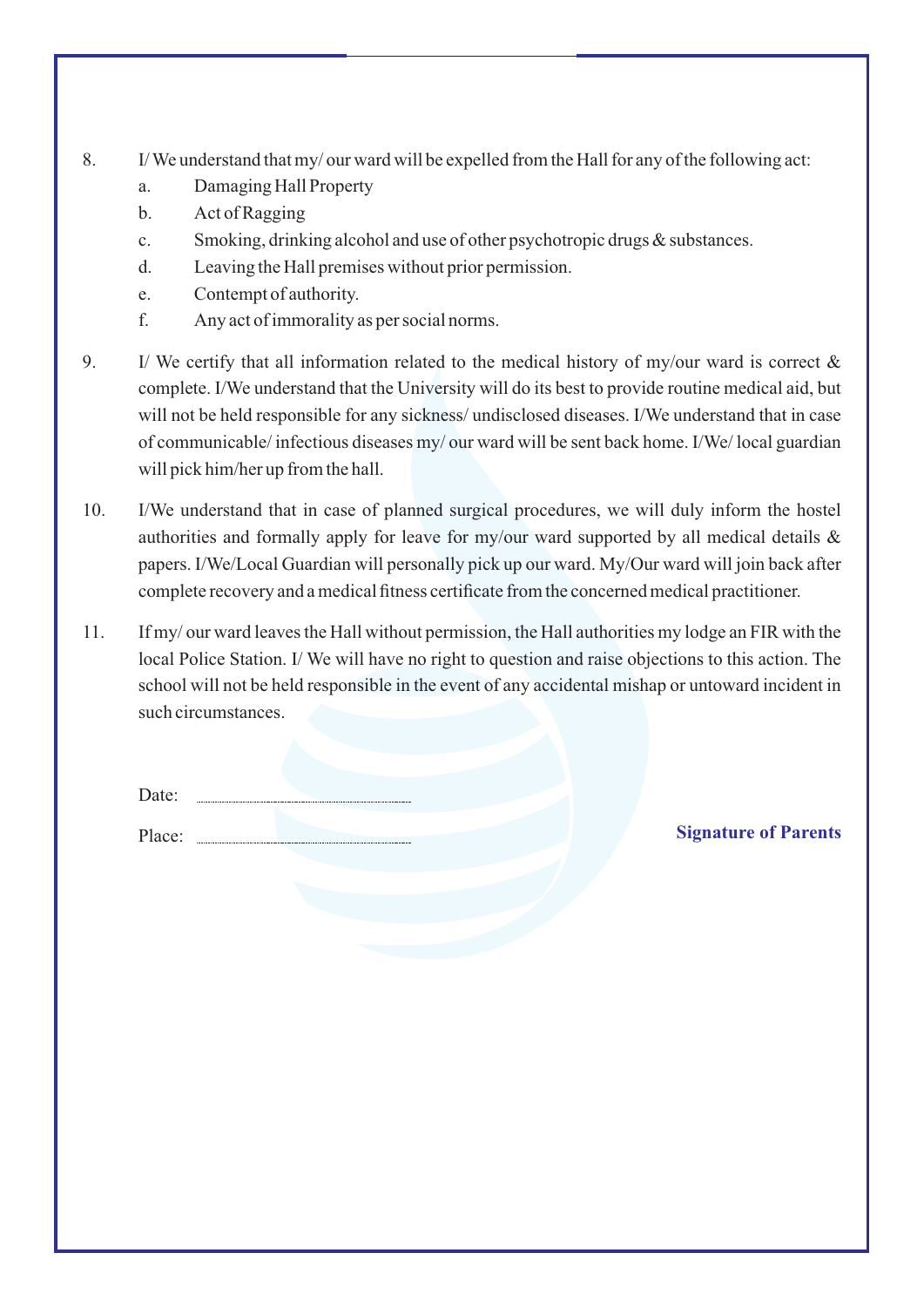8. I/ We understand that my/ our ward will be expelled from the Hall for any of the following act:
   a. Damaging Hall Property
   b. Act of Ragging
   c. Smoking, drinking alcohol and use of other psychotropic drugs & substances.
   d. Leaving the Hall premises without prior permission.
   e. Contempt of authority.
   f. Any act of immorality as per social norms.

9. I/ We certify that all information related to the medical history of my/our ward is correct & complete. I/We understand that the University will do its best to provide routine medical aid, but will not be held responsible for any sickness/ undisclosed diseases. I/We understand that in case of communicable/ infectious diseases my/ our ward will be sent back home. I/We/ local guardian will pick him/her up from the hall.

10. I/We understand that in case of planned surgical procedures, we will duly inform the hostel authorities and formally apply for leave for my/our ward supported by all medical details & papers. I/We/Local Guardian will personally pick up our ward. My/Our ward will join back after complete recovery and a medical fitness certificate from the concerned medical practitioner.

11. If my/ our ward leaves the Hall without permission, the Hall authorities my lodge an FIR with the local Police Station. I/ We will have no right to question and raise objections to this action. The school will not be held responsible in the event of any accidental mishap or untoward incident in such circumstances.

Date: ..............................................

Place: ..............................................

**Signature of Parents**